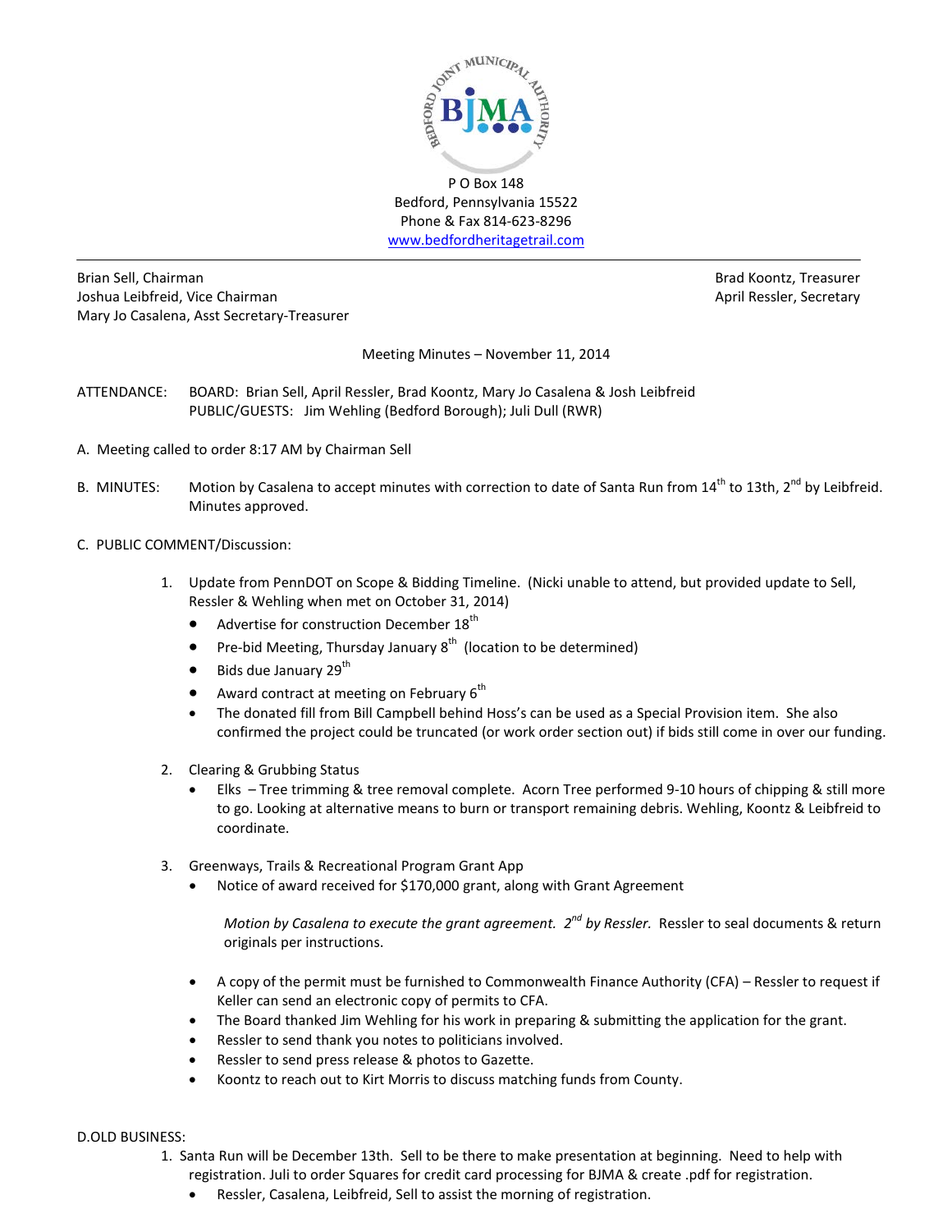P O Box 148
Bedford, Pennsylvania 15522
Phone & Fax 814-623-8296
www.bedfordheritagetrail.com

Brian Sell, Chairman
Joshua Leibfreid, Vice Chairman
Mary Jo Casalena, Asst Secretary-Treasurer

Brad Koontz, Treasurer
April Ressler, Secretary

Meeting Minutes – November 11, 2014

ATTENDANCE: BOARD: Brian Sell, April Ressler, Brad Koontz, Mary Jo Casalena & Josh Leibfreid
PUBLIC/GUESTS: Jim Wehling (Bedford Borough); Juli Dull (RWR)

A. Meeting called to order 8:17 AM by Chairman Sell

B. MINUTES: Motion by Casalena to accept minutes with correction to date of Santa Run from 14th to 13th, 2nd by Leibfreid. Minutes approved.

C. PUBLIC COMMENT/Discussion:

1. Update from PennDOT on Scope & Bidding Timeline. (Nicki unable to attend, but provided update to Sell, Ressler & Wehling when met on October 31, 2014)
   - Advertise for construction December 18th
   - Pre-bid Meeting, Thursday January 8th (location to be determined)
   - Bids due January 29th
   - Award contract at meeting on February 6th
   - The donated fill from Bill Campbell behind Hoss's can be used as a Special Provision item. She also confirmed the project could be truncated (or work order section out) if bids still come in over our funding.

2. Clearing & Grubbing Status
   - Elks – Tree trimming & tree removal complete. Acorn Tree performed 9-10 hours of chipping & still more to go. Looking at alternative means to burn or transport remaining debris. Wehling, Koontz & Leibfreid to coordinate.

3. Greenways, Trails & Recreational Program Grant App
   - Notice of award received for $170,000 grant, along with Grant Agreement

     *Motion by Casalena to execute the grant agreement. 2nd by Ressler.* Ressler to seal documents & return originals per instructions.

   - A copy of the permit must be furnished to Commonwealth Finance Authority (CFA) – Ressler to request if Keller can send an electronic copy of permits to CFA.
   - The Board thanked Jim Wehling for his work in preparing & submitting the application for the grant.
   - Ressler to send thank you notes to politicians involved.
   - Ressler to send press release & photos to Gazette.
   - Koontz to reach out to Kirt Morris to discuss matching funds from County.

D. OLD BUSINESS:

1. Santa Run will be December 13th. Sell to be there to make presentation at beginning. Need to help with registration. Juli to order Squares for credit card processing for BJMA & create .pdf for registration.
   - Ressler, Casalena, Leibfreid, Sell to assist the morning of registration.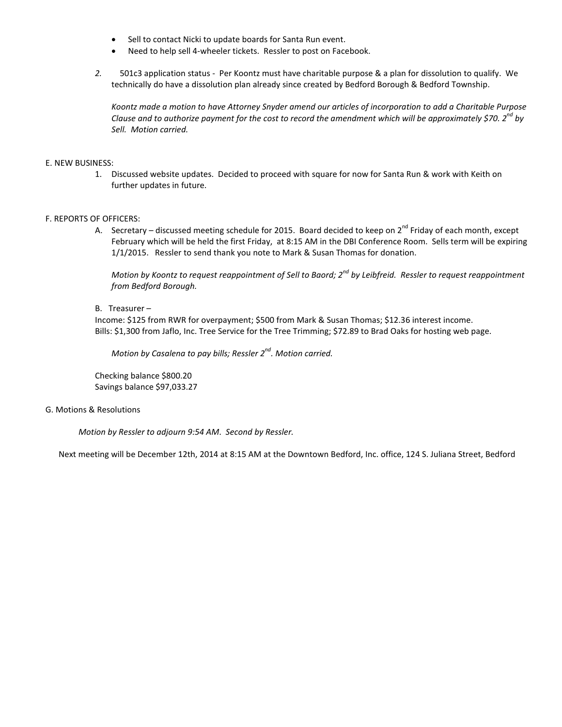- Sell to contact Nicki to update boards for Santa Run event.
- Need to help sell 4-wheeler tickets. Ressler to post on Facebook.

*2.* 501c3 application status - Per Koontz must have charitable purpose & a plan for dissolution to qualify. We technically do have a dissolution plan already since created by Bedford Borough & Bedford Township.

*Koontz made a motion to have Attorney Snyder amend our articles of incorporation to add a Charitable Purpose Clause and to authorize payment for the cost to record the amendment which will be approximately $70. 2nd by Sell. Motion carried.*

E. NEW BUSINESS:

1. Discussed website updates. Decided to proceed with square for now for Santa Run & work with Keith on further updates in future.

F. REPORTS OF OFFICERS:

A. Secretary – discussed meeting schedule for 2015. Board decided to keep on 2nd Friday of each month, except February which will be held the first Friday, at 8:15 AM in the DBI Conference Room. Sells term will be expiring 1/1/2015. Ressler to send thank you note to Mark & Susan Thomas for donation.

*Motion by Koontz to request reappointment of Sell to Baord; 2nd by Leibfreid. Ressler to request reappointment from Bedford Borough.*

B. Treasurer –

Income: $125 from RWR for overpayment; $500 from Mark & Susan Thomas; $12.36 interest income.
Bills: $1,300 from Jaflo, Inc. Tree Service for the Tree Trimming; $72.89 to Brad Oaks for hosting web page.

*Motion by Casalena to pay bills; Ressler 2nd. Motion carried.*

Checking balance $800.20
Savings balance $97,033.27

G. Motions & Resolutions

*Motion by Ressler to adjourn 9:54 AM. Second by Ressler.*

Next meeting will be December 12th, 2014 at 8:15 AM at the Downtown Bedford, Inc. office, 124 S. Juliana Street, Bedford